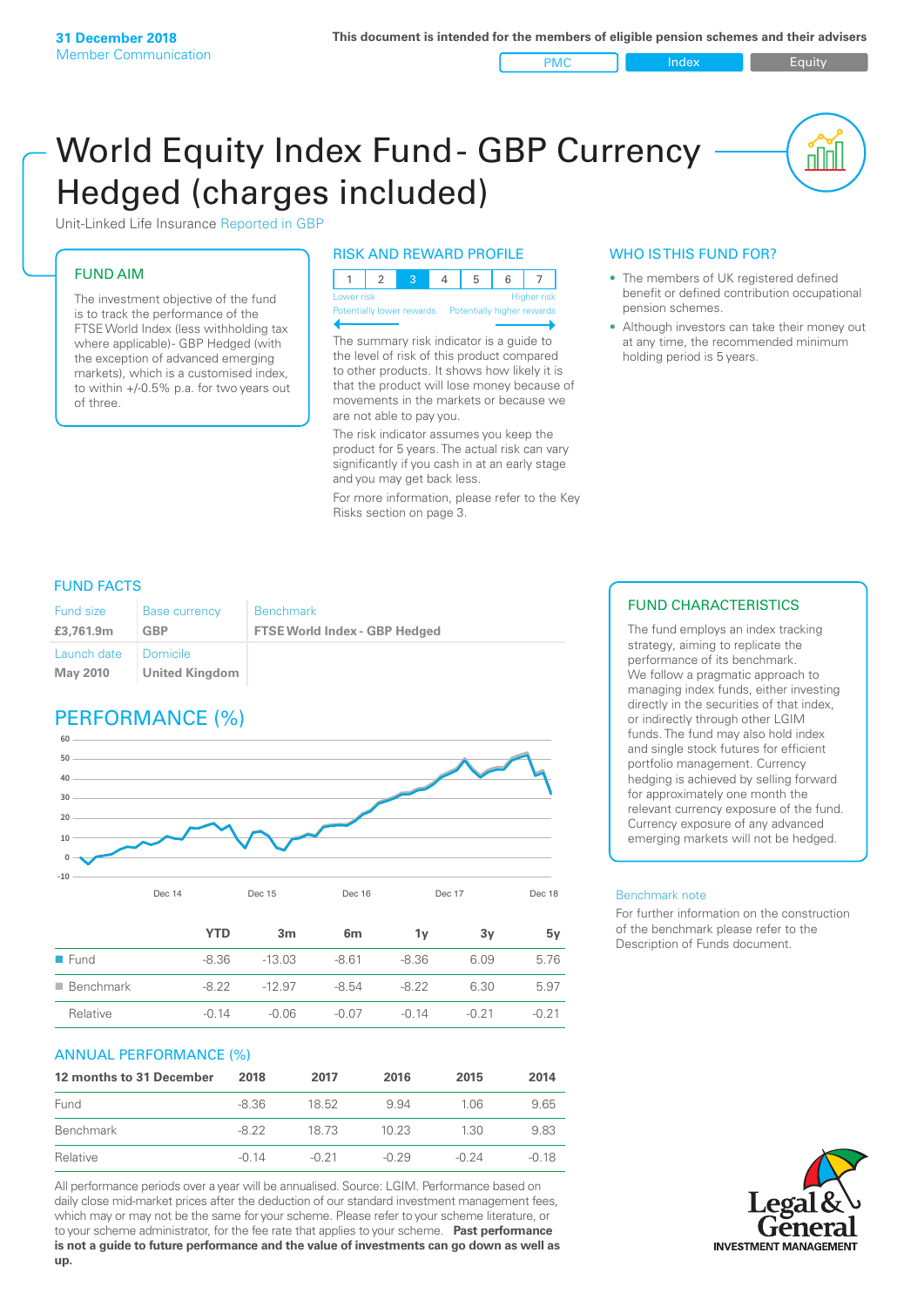**31 December 2018**
Member Communication

**This document is intended for the members of eligible pension schemes and their advisers**

PMC | Index | Equity

# World Equity Index Fund - GBP Currency Hedged (charges included)

Unit-Linked Life Insurance Reported in GBP

## FUND AIM

The investment objective of the fund is to track the performance of the FTSE World Index (less withholding tax where applicable)- GBP Hedged (with the exception of advanced emerging markets), which is a customised index, to within +/-0.5% p.a. for two years out of three.

## RISK AND REWARD PROFILE

| 1 | 2 | **3** | 4 | 5 | 6 | 7 |
|---|---|---|---|---|---|---|

Lower risk — Higher risk
Potentially lower rewards — Potentially higher rewards

The summary risk indicator is a guide to the level of risk of this product compared to other products. It shows how likely it is that the product will lose money because of movements in the markets or because we are not able to pay you.

The risk indicator assumes you keep the product for 5 years. The actual risk can vary significantly if you cash in at an early stage and you may get back less.

For more information, please refer to the Key Risks section on page 3.

## WHO IS THIS FUND FOR?

- The members of UK registered defined benefit or defined contribution occupational pension schemes.
- Although investors can take their money out at any time, the recommended minimum holding period is 5 years.

## FUND FACTS

| Fund size | Base currency | Benchmark |
|---|---|---|
| **£3,761.9m** | **GBP** | **FTSE World Index - GBP Hedged** |
| **Launch date** | **Domicile** | |
| **May 2010** | **United Kingdom** | |

## FUND CHARACTERISTICS

The fund employs an index tracking strategy, aiming to replicate the performance of its benchmark. We follow a pragmatic approach to managing index funds, either investing directly in the securities of that index, or indirectly through other LGIM funds. The fund may also hold index and single stock futures for efficient portfolio management. Currency hedging is achieved by selling forward for approximately one month the relevant currency exposure of the fund. Currency exposure of any advanced emerging markets will not be hedged.

## PERFORMANCE (%)

| | YTD | 3m | 6m | 1y | 3y | 5y |
|---|---|---|---|---|---|---|
| Fund | -8.36 | -13.03 | -8.61 | -8.36 | 6.09 | 5.76 |
| Benchmark | -8.22 | -12.97 | -8.54 | -8.22 | 6.30 | 5.97 |
| Relative | -0.14 | -0.06 | -0.07 | -0.14 | -0.21 | -0.21 |

### ANNUAL PERFORMANCE (%)

| 12 months to 31 December | 2018 | 2017 | 2016 | 2015 | 2014 |
|---|---|---|---|---|---|
| Fund | -8.36 | 18.52 | 9.94 | 1.06 | 9.65 |
| Benchmark | -8.22 | 18.73 | 10.23 | 1.30 | 9.83 |
| Relative | -0.14 | -0.21 | -0.29 | -0.24 | -0.18 |

All performance periods over a year will be annualised. Source: LGIM. Performance based on daily close mid-market prices after the deduction of our standard investment management fees, which may or may not be the same for your scheme. Please refer to your scheme literature, or to your scheme administrator, for the fee rate that applies to your scheme. **Past performance is not a guide to future performance and the value of investments can go down as well as up.**

Benchmark note

For further information on the construction of the benchmark please refer to the Description of Funds document.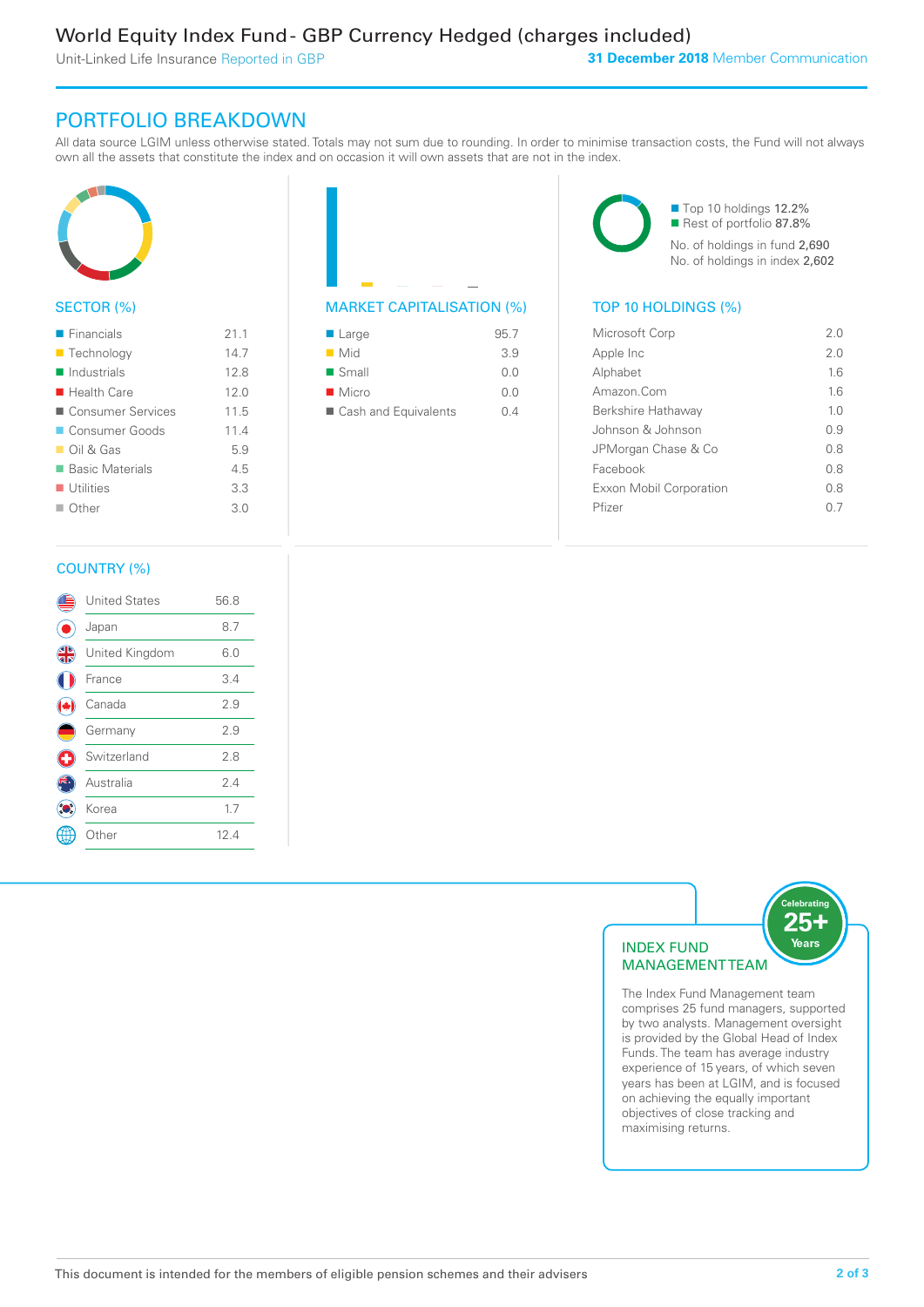# World Equity Index Fund - GBP Currency Hedged (charges included)

Unit-Linked Life Insurance Reported in GBP

**31 December 2018** Member Communication

## PORTFOLIO BREAKDOWN

All data source LGIM unless otherwise stated. Totals may not sum due to rounding. In order to minimise transaction costs, the Fund will not always own all the assets that constitute the index and on occasion it will own assets that are not in the index.

### SECTOR (%)

| Sector | % |
|---|---|
| Financials | 21.1 |
| Technology | 14.7 |
| Industrials | 12.8 |
| Health Care | 12.0 |
| Consumer Services | 11.5 |
| Consumer Goods | 11.4 |
| Oil & Gas | 5.9 |
| Basic Materials | 4.5 |
| Utilities | 3.3 |
| Other | 3.0 |

### MARKET CAPITALISATION (%)

| Market Capitalisation | % |
|---|---|
| Large | 95.7 |
| Mid | 3.9 |
| Small | 0.0 |
| Micro | 0.0 |
| Cash and Equivalents | 0.4 |

- Top 10 holdings 12.2%
- Rest of portfolio 87.8%

No. of holdings in fund 2,690
No. of holdings in index 2,602

### TOP 10 HOLDINGS (%)

| Holding | % |
|---|---|
| Microsoft Corp | 2.0 |
| Apple Inc | 2.0 |
| Alphabet | 1.6 |
| Amazon.Com | 1.6 |
| Berkshire Hathaway | 1.0 |
| Johnson & Johnson | 0.9 |
| JPMorgan Chase & Co | 0.8 |
| Facebook | 0.8 |
| Exxon Mobil Corporation | 0.8 |
| Pfizer | 0.7 |

### COUNTRY (%)

| Country | % |
|---|---|
| United States | 56.8 |
| Japan | 8.7 |
| United Kingdom | 6.0 |
| France | 3.4 |
| Canada | 2.9 |
| Germany | 2.9 |
| Switzerland | 2.8 |
| Australia | 2.4 |
| Korea | 1.7 |
| Other | 12.4 |

### INDEX FUND MANAGEMENT TEAM

Celebrating 25+ Years

The Index Fund Management team comprises 25 fund managers, supported by two analysts. Management oversight is provided by the Global Head of Index Funds. The team has average industry experience of 15 years, of which seven years has been at LGIM, and is focused on achieving the equally important objectives of close tracking and maximising returns.

This document is intended for the members of eligible pension schemes and their advisers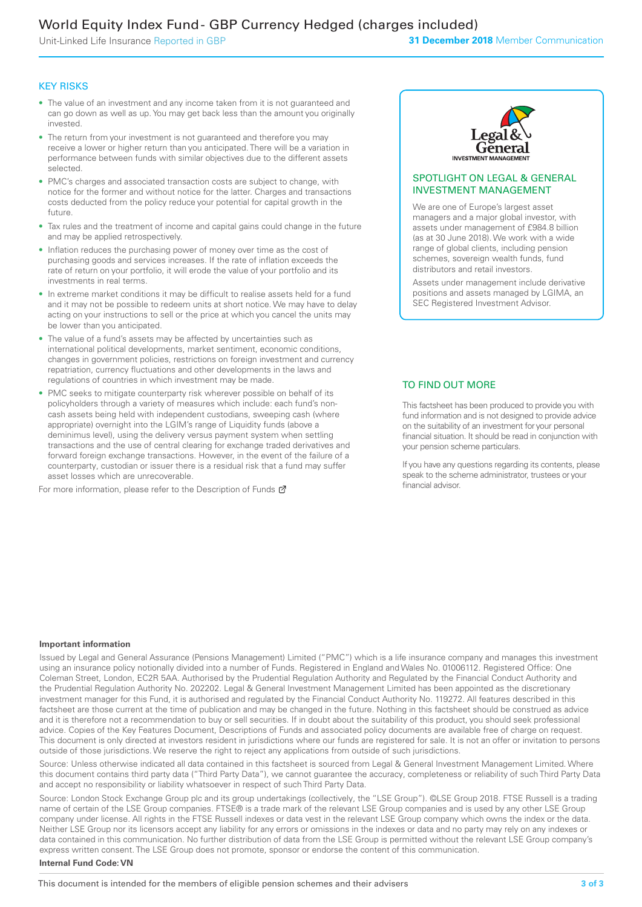## KEY RISKS

- The value of an investment and any income taken from it is not guaranteed and can go down as well as up. You may get back less than the amount you originally invested.
- The return from your investment is not guaranteed and therefore you may receive a lower or higher return than you anticipated. There will be a variation in performance between funds with similar objectives due to the different assets selected.
- PMC's charges and associated transaction costs are subject to change, with notice for the former and without notice for the latter. Charges and transactions costs deducted from the policy reduce your potential for capital growth in the future.
- Tax rules and the treatment of income and capital gains could change in the future and may be applied retrospectively.
- Inflation reduces the purchasing power of money over time as the cost of purchasing goods and services increases. If the rate of inflation exceeds the rate of return on your portfolio, it will erode the value of your portfolio and its investments in real terms.
- In extreme market conditions it may be difficult to realise assets held for a fund and it may not be possible to redeem units at short notice. We may have to delay acting on your instructions to sell or the price at which you cancel the units may be lower than you anticipated.
- The value of a fund's assets may be affected by uncertainties such as international political developments, market sentiment, economic conditions, changes in government policies, restrictions on foreign investment and currency repatriation, currency fluctuations and other developments in the laws and regulations of countries in which investment may be made.
- PMC seeks to mitigate counterparty risk wherever possible on behalf of its policyholders through a variety of measures which include: each fund's non-cash assets being held with independent custodians, sweeping cash (where appropriate) overnight into the LGIM's range of Liquidity funds (above a deminimus level), using the delivery versus payment system when settling transactions and the use of central clearing for exchange traded derivatives and forward foreign exchange transactions. However, in the event of the failure of a counterparty, custodian or issuer there is a residual risk that a fund may suffer asset losses which are unrecoverable.

For more information, please refer to the Description of Funds

## SPOTLIGHT ON LEGAL & GENERAL INVESTMENT MANAGEMENT

We are one of Europe's largest asset managers and a major global investor, with assets under management of £984.8 billion (as at 30 June 2018). We work with a wide range of global clients, including pension schemes, sovereign wealth funds, fund distributors and retail investors.

Assets under management include derivative positions and assets managed by LGIMA, an SEC Registered Investment Advisor.

## TO FIND OUT MORE

This factsheet has been produced to provide you with fund information and is not designed to provide advice on the suitability of an investment for your personal financial situation. It should be read in conjunction with your pension scheme particulars.

If you have any questions regarding its contents, please speak to the scheme administrator, trustees or your financial advisor.

**Important information**

Issued by Legal and General Assurance (Pensions Management) Limited ("PMC") which is a life insurance company and manages this investment using an insurance policy notionally divided into a number of Funds. Registered in England and Wales No. 01006112. Registered Office: One Coleman Street, London, EC2R 5AA. Authorised by the Prudential Regulation Authority and Regulated by the Financial Conduct Authority and the Prudential Regulation Authority No. 202202. Legal & General Investment Management Limited has been appointed as the discretionary investment manager for this Fund, it is authorised and regulated by the Financial Conduct Authority No. 119272. All features described in this factsheet are those current at the time of publication and may be changed in the future. Nothing in this factsheet should be construed as advice and it is therefore not a recommendation to buy or sell securities. If in doubt about the suitability of this product, you should seek professional advice. Copies of the Key Features Document, Descriptions of Funds and associated policy documents are available free of charge on request. This document is only directed at investors resident in jurisdictions where our funds are registered for sale. It is not an offer or invitation to persons outside of those jurisdictions. We reserve the right to reject any applications from outside of such jurisdictions.

Source: Unless otherwise indicated all data contained in this factsheet is sourced from Legal & General Investment Management Limited. Where this document contains third party data ("Third Party Data"), we cannot guarantee the accuracy, completeness or reliability of such Third Party Data and accept no responsibility or liability whatsoever in respect of such Third Party Data.

Source: London Stock Exchange Group plc and its group undertakings (collectively, the "LSE Group"). ©LSE Group 2018. FTSE Russell is a trading name of certain of the LSE Group companies. FTSE® is a trade mark of the relevant LSE Group companies and is used by any other LSE Group company under license. All rights in the FTSE Russell indexes or data vest in the relevant LSE Group company which owns the index or the data. Neither LSE Group nor its licensors accept any liability for any errors or omissions in the indexes or data and no party may rely on any indexes or data contained in this communication. No further distribution of data from the LSE Group is permitted without the relevant LSE Group company's express written consent. The LSE Group does not promote, sponsor or endorse the content of this communication.

**Internal Fund Code: VN**

This document is intended for the members of eligible pension schemes and their advisers